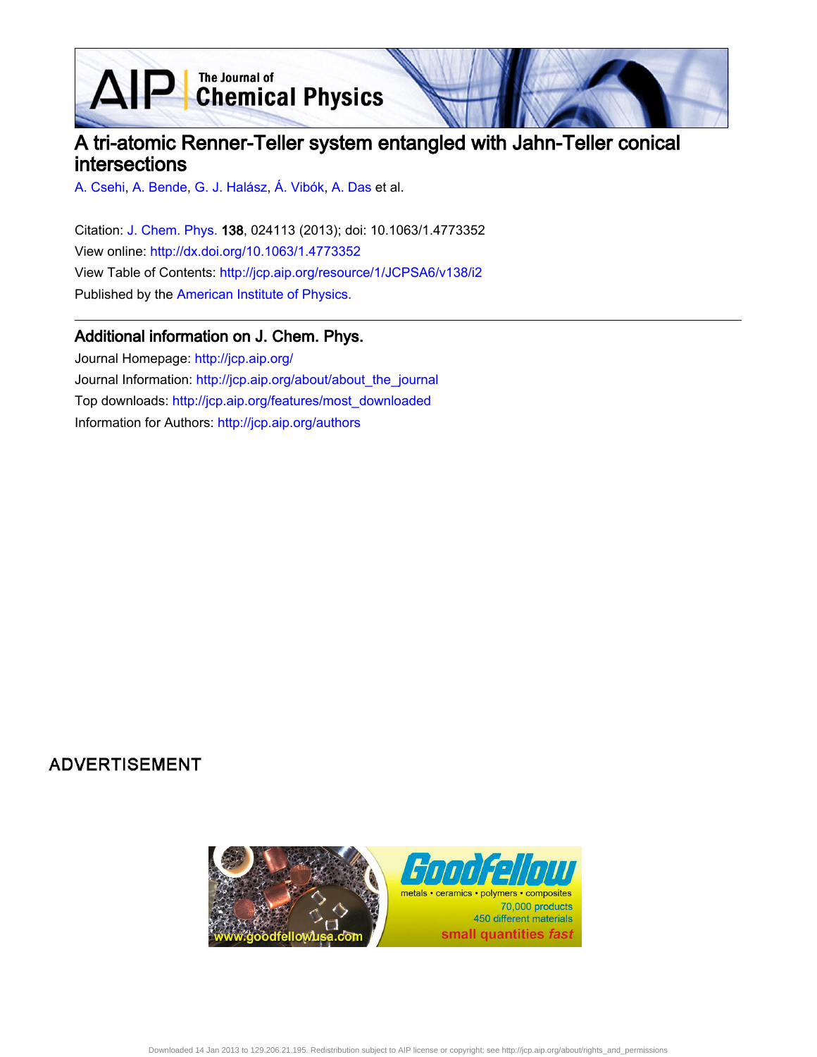# A tri-atomic Renner-Teller system entangled with Jahn-Teller conical intersections

A. Csehi, A. Bende, G. J. Halász, Á. Vibók, A. Das et al.

Citation: J. Chem. Phys. **138**, 024113 (2013); doi: 10.1063/1.4773352

View online: http://dx.doi.org/10.1063/1.4773352

View Table of Contents: http://jcp.aip.org/resource/1/JCPSA6/v138/i2

Published by the American Institute of Physics.

## Additional information on J. Chem. Phys.

Journal Homepage: http://jcp.aip.org/

Journal Information: http://jcp.aip.org/about/about_the_journal

Top downloads: http://jcp.aip.org/features/most_downloaded

Information for Authors: http://jcp.aip.org/authors

ADVERTISEMENT

Downloaded 14 Jan 2013 to 129.206.21.195. Redistribution subject to AIP license or copyright; see http://jcp.aip.org/about/rights_and_permissions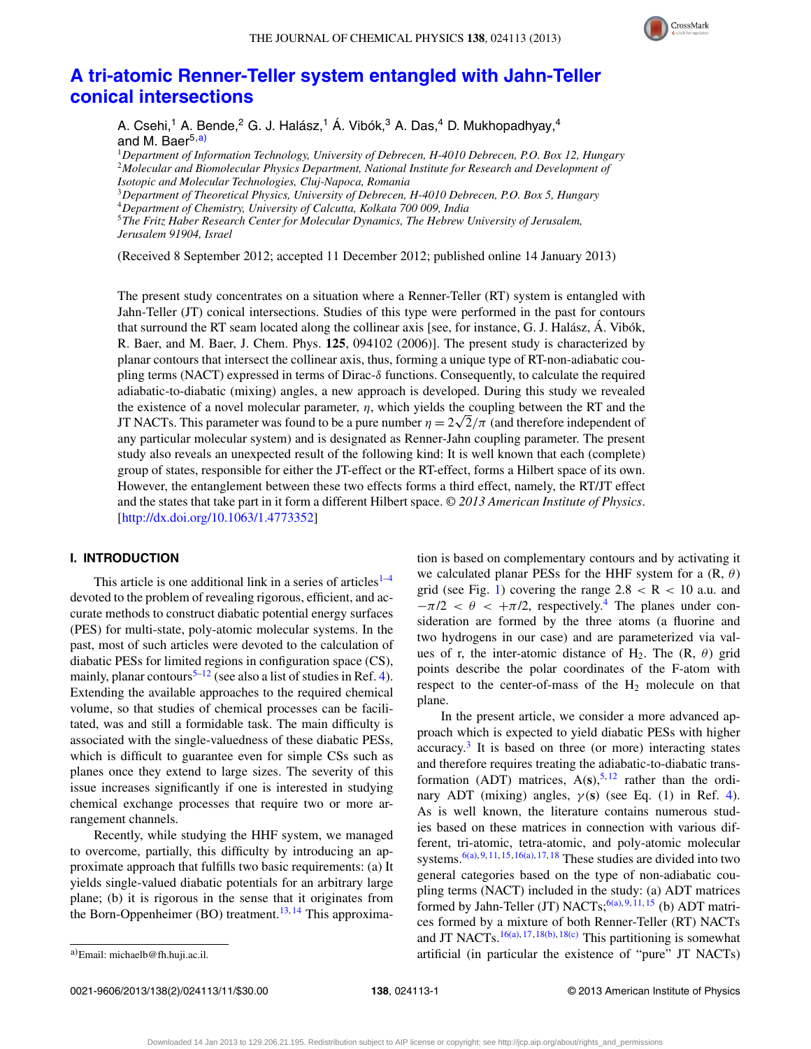# A tri-atomic Renner-Teller system entangled with Jahn-Teller conical intersections

A. Csehi,[1] A. Bende,[2] G. J. Halász,[1] Á. Vibók,[3] A. Das,[4] D. Mukhopadhyay,[4] and M. Baer[5,a)]

[1]*Department of Information Technology, University of Debrecen, H-4010 Debrecen, P.O. Box 12, Hungary*
[2]*Molecular and Biomolecular Physics Department, National Institute for Research and Development of Isotopic and Molecular Technologies, Cluj-Napoca, Romania*
[3]*Department of Theoretical Physics, University of Debrecen, H-4010 Debrecen, P.O. Box 5, Hungary*
[4]*Department of Chemistry, University of Calcutta, Kolkata 700 009, India*
[5]*The Fritz Haber Research Center for Molecular Dynamics, The Hebrew University of Jerusalem, Jerusalem 91904, Israel*

(Received 8 September 2012; accepted 11 December 2012; published online 14 January 2013)

The present study concentrates on a situation where a Renner-Teller (RT) system is entangled with Jahn-Teller (JT) conical intersections. Studies of this type were performed in the past for contours that surround the RT seam located along the collinear axis [see, for instance, G. J. Halász, Á. Vibók, R. Baer, and M. Baer, J. Chem. Phys. **125**, 094102 (2006)]. The present study is characterized by planar contours that intersect the collinear axis, thus, forming a unique type of RT-non-adiabatic coupling terms (NACT) expressed in terms of Dirac-$\delta$ functions. Consequently, to calculate the required adiabatic-to-diabatic (mixing) angles, a new approach is developed. During this study we revealed the existence of a novel molecular parameter, $\eta$, which yields the coupling between the RT and the JT NACTs. This parameter was found to be a pure number $\eta = 2\sqrt{2}/\pi$ (and therefore independent of any particular molecular system) and is designated as Renner-Jahn coupling parameter. The present study also reveals an unexpected result of the following kind: It is well known that each (complete) group of states, responsible for either the JT-effect or the RT-effect, forms a Hilbert space of its own. However, the entanglement between these two effects forms a third effect, namely, the RT/JT effect and the states that take part in it form a different Hilbert space. *© 2013 American Institute of Physics*. [http://dx.doi.org/10.1063/1.4773352]

## I. INTRODUCTION

This article is one additional link in a series of articles[1–4] devoted to the problem of revealing rigorous, efficient, and accurate methods to construct diabatic potential energy surfaces (PES) for multi-state, poly-atomic molecular systems. In the past, most of such articles were devoted to the calculation of diabatic PESs for limited regions in configuration space (CS), mainly, planar contours[5–12] (see also a list of studies in Ref. 4). Extending the available approaches to the required chemical volume, so that studies of chemical processes can be facilitated, was and still a formidable task. The main difficulty is associated with the single-valuedness of these diabatic PESs, which is difficult to guarantee even for simple CSs such as planes once they extend to large sizes. The severity of this issue increases significantly if one is interested in studying chemical exchange processes that require two or more arrangement channels.

Recently, while studying the HHF system, we managed to overcome, partially, this difficulty by introducing an approximate approach that fulfills two basic requirements: (a) It yields single-valued diabatic potentials for an arbitrary large plane; (b) it is rigorous in the sense that it originates from the Born-Oppenheimer (BO) treatment.[13,14] This approximation is based on complementary contours and by activating it we calculated planar PESs for the HHF system for a (R, $\theta$) grid (see Fig. 1) covering the range $2.8 < R < 10$ a.u. and $-\pi/2 < \theta < +\pi/2$, respectively.[4] The planes under consideration are formed by the three atoms (a fluorine and two hydrogens in our case) and are parameterized via values of r, the inter-atomic distance of $H_2$. The (R, $\theta$) grid points describe the polar coordinates of the F-atom with respect to the center-of-mass of the $H_2$ molecule on that plane.

In the present article, we consider a more advanced approach which is expected to yield diabatic PESs with higher accuracy.[3] It is based on three (or more) interacting states and therefore requires treating the adiabatic-to-diabatic transformation (ADT) matrices, $\mathbf{A}(\mathbf{s})$,[5,12] rather than the ordinary ADT (mixing) angles, $\gamma(\mathbf{s})$ (see Eq. (1) in Ref. 4). As is well known, the literature contains numerous studies based on these matrices in connection with various different, tri-atomic, tetra-atomic, and poly-atomic molecular systems.[6(a),9,11,15,16(a),17,18] These studies are divided into two general categories based on the type of non-adiabatic coupling terms (NACT) included in the study: (a) ADT matrices formed by Jahn-Teller (JT) NACTs;[6(a),9,11,15] (b) ADT matrices formed by a mixture of both Renner-Teller (RT) NACTs and JT NACTs.[16(a),17,18(b),18(c)] This partitioning is somewhat artificial (in particular the existence of "pure" JT NACTs)

a)Email: michaelb@fh.huji.ac.il.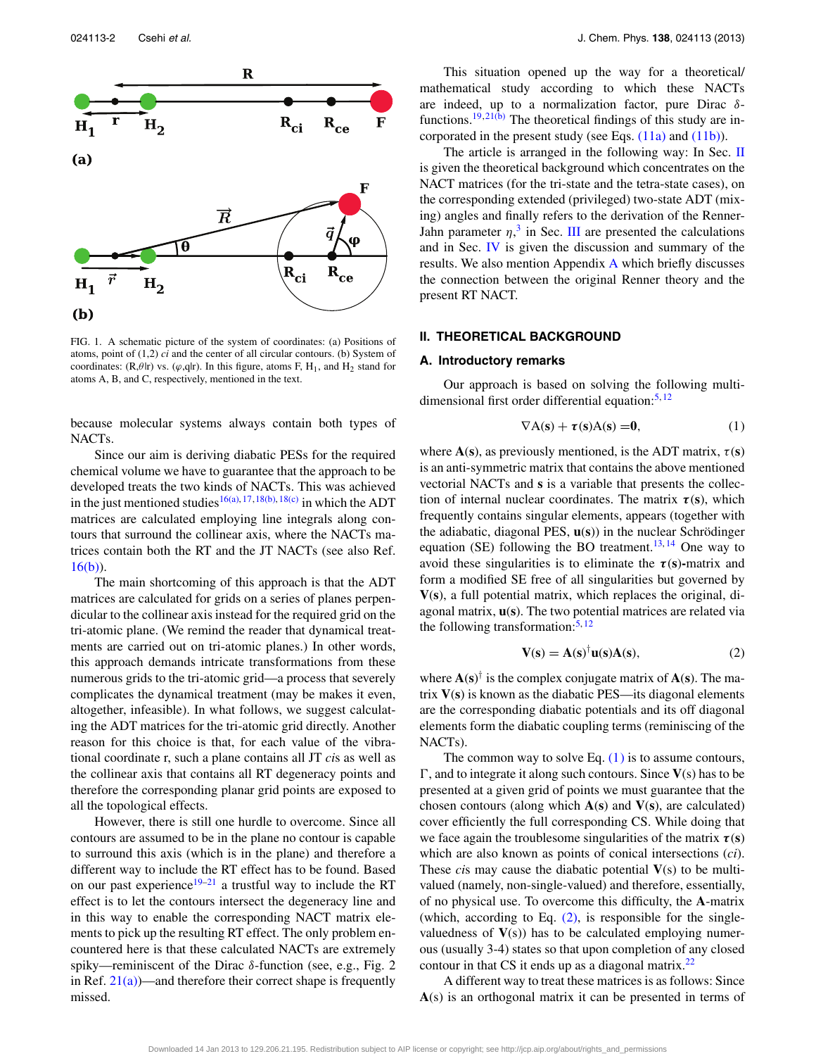FIG. 1. A schematic picture of the system of coordinates: (a) Positions of atoms, point of (1,2) *ci* and the center of all circular contours. (b) System of coordinates: (R,$\theta$|r) vs. ($\varphi$,q|r). In this figure, atoms F, $H_1$, and $H_2$ stand for atoms A, B, and C, respectively, mentioned in the text.

because molecular systems always contain both types of NACTs.

Since our aim is deriving diabatic PESs for the required chemical volume we have to guarantee that the approach to be developed treats the two kinds of NACTs. This was achieved in the just mentioned studies[16(a),17,18(b),18(c)] in which the ADT matrices are calculated employing line integrals along contours that surround the collinear axis, where the NACTs matrices contain both the RT and the JT NACTs (see also Ref. 16(b)).

The main shortcoming of this approach is that the ADT matrices are calculated for grids on a series of planes perpendicular to the collinear axis instead for the required grid on the tri-atomic plane. (We remind the reader that dynamical treatments are carried out on tri-atomic planes.) In other words, this approach demands intricate transformations from these numerous grids to the tri-atomic grid—a process that severely complicates the dynamical treatment (may be makes it even, altogether, infeasible). In what follows, we suggest calculating the ADT matrices for the tri-atomic grid directly. Another reason for this choice is that, for each value of the vibrational coordinate r, such a plane contains all JT *ci*s as well as the collinear axis that contains all RT degeneracy points and therefore the corresponding planar grid points are exposed to all the topological effects.

However, there is still one hurdle to overcome. Since all contours are assumed to be in the plane no contour is capable to surround this axis (which is in the plane) and therefore a different way to include the RT effect has to be found. Based on our past experience[19–21] a trustful way to include the RT effect is to let the contours intersect the degeneracy line and in this way to enable the corresponding NACT matrix elements to pick up the resulting RT effect. The only problem encountered here is that these calculated NACTs are extremely spiky—reminiscent of the Dirac $\delta$-function (see, e.g., Fig. 2 in Ref. 21(a))—and therefore their correct shape is frequently missed.

This situation opened up the way for a theoretical/mathematical study according to which these NACTs are indeed, up to a normalization factor, pure Dirac $\delta$-functions.[19,21(b)] The theoretical findings of this study are incorporated in the present study (see Eqs. (11a) and (11b)).

The article is arranged in the following way: In Sec. II is given the theoretical background which concentrates on the NACT matrices (for the tri-state and the tetra-state cases), on the corresponding extended (privileged) two-state ADT (mixing) angles and finally refers to the derivation of the Renner-Jahn parameter $\eta$,[3] in Sec. III are presented the calculations and in Sec. IV is given the discussion and summary of the results. We also mention Appendix A which briefly discusses the connection between the original Renner theory and the present RT NACT.

## II. THEORETICAL BACKGROUND

### A. Introductory remarks

Our approach is based on solving the following multi-dimensional first order differential equation:[5,12]

$$\nabla \mathbf{A}(\mathbf{s}) + \boldsymbol{\tau}(\mathbf{s})\mathbf{A}(\mathbf{s}) = \mathbf{0}, \tag{1}$$

where $\mathbf{A}(\mathbf{s})$, as previously mentioned, is the ADT matrix, $\tau(\mathbf{s})$ is an anti-symmetric matrix that contains the above mentioned vectorial NACTs and $\mathbf{s}$ is a variable that presents the collection of internal nuclear coordinates. The matrix $\boldsymbol{\tau}(\mathbf{s})$, which frequently contains singular elements, appears (together with the adiabatic, diagonal PES, $\mathbf{u}(\mathbf{s})$) in the nuclear Schrödinger equation (SE) following the BO treatment.[13,14] One way to avoid these singularities is to eliminate the $\boldsymbol{\tau}(\mathbf{s})$-matrix and form a modified SE free of all singularities but governed by $\mathbf{V}(\mathbf{s})$, a full potential matrix, which replaces the original, diagonal matrix, $\mathbf{u}(\mathbf{s})$. The two potential matrices are related via the following transformation:[5,12]

$$\mathbf{V}(\mathbf{s}) = \mathbf{A}(\mathbf{s})^{\dagger}\mathbf{u}(\mathbf{s})\mathbf{A}(\mathbf{s}), \tag{2}$$

where $\mathbf{A}(\mathbf{s})^{\dagger}$ is the complex conjugate matrix of $\mathbf{A}(\mathbf{s})$. The matrix $\mathbf{V}(\mathbf{s})$ is known as the diabatic PES—its diagonal elements are the corresponding diabatic potentials and its off diagonal elements form the diabatic coupling terms (reminiscing of the NACTs).

The common way to solve Eq. (1) is to assume contours, $\Gamma$, and to integrate it along such contours. Since $\mathbf{V}(s)$ has to be presented at a given grid of points we must guarantee that the chosen contours (along which $\mathbf{A}(\mathbf{s})$ and $\mathbf{V}(\mathbf{s})$, are calculated) cover efficiently the full corresponding CS. While doing that we face again the troublesome singularities of the matrix $\boldsymbol{\tau}(\mathbf{s})$ which are also known as points of conical intersections (*ci*). These *ci*s may cause the diabatic potential $\mathbf{V}(s)$ to be multi-valued (namely, non-single-valued) and therefore, essentially, of no physical use. To overcome this difficulty, the $\mathbf{A}$-matrix (which, according to Eq. (2), is responsible for the single-valuedness of $\mathbf{V}(s)$) has to be calculated employing numerous (usually 3-4) states so that upon completion of any closed contour in that CS it ends up as a diagonal matrix.[22]

A different way to treat these matrices is as follows: Since $\mathbf{A}(s)$ is an orthogonal matrix it can be presented in terms of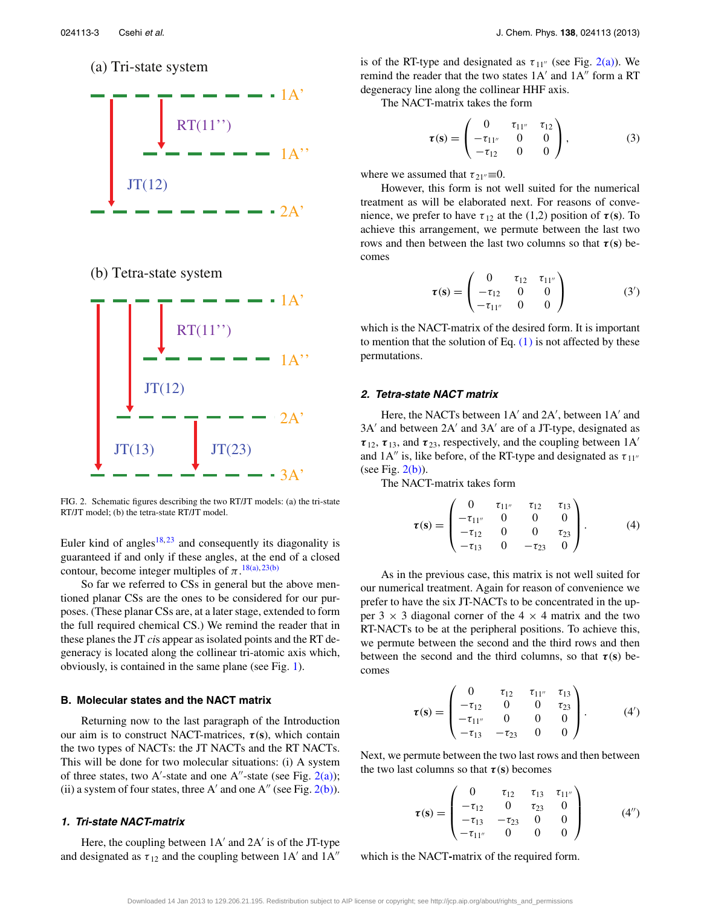(a) Tri-state system

(b) Tetra-state system

FIG. 2. Schematic figures describing the two RT/JT models: (a) the tri-state RT/JT model; (b) the tetra-state RT/JT model.

Euler kind of angles[18,23] and consequently its diagonality is guaranteed if and only if these angles, at the end of a closed contour, become integer multiples of $\pi$.[18(a),23(b)]

So far we referred to CSs in general but the above mentioned planar CSs are the ones to be considered for our purposes. (These planar CSs are, at a later stage, extended to form the full required chemical CS.) We remind the reader that in these planes the JT *ci*s appear as isolated points and the RT degeneracy is located along the collinear tri-atomic axis which, obviously, is contained in the same plane (see Fig. 1).

### B. Molecular states and the NACT matrix

Returning now to the last paragraph of the Introduction our aim is to construct NACT-matrices, $\boldsymbol{\tau}(\mathbf{s})$, which contain the two types of NACTs: the JT NACTs and the RT NACTs. This will be done for two molecular situations: (i) A system of three states, two A$'$-state and one A$''$-state (see Fig. 2(a)); (ii) a system of four states, three A$'$ and one A$''$ (see Fig. 2(b)).

#### 1. Tri-state NACT-matrix

Here, the coupling between 1A$'$ and 2A$'$ is of the JT-type and designated as $\tau_{12}$ and the coupling between 1A$'$ and 1A$''$ is of the RT-type and designated as $\tau_{11''}$ (see Fig. 2(a)). We remind the reader that the two states 1A$'$ and 1A$''$ form a RT degeneracy line along the collinear HHF axis.

The NACT-matrix takes the form

$$\boldsymbol{\tau}(\mathbf{s}) = \begin{pmatrix} 0 & \tau_{11''} & \tau_{12} \\ -\tau_{11''} & 0 & 0 \\ -\tau_{12} & 0 & 0 \end{pmatrix}, \tag{3}$$

where we assumed that $\tau_{21''} \equiv 0$.

However, this form is not well suited for the numerical treatment as will be elaborated next. For reasons of convenience, we prefer to have $\tau_{12}$ at the (1,2) position of $\boldsymbol{\tau}(\mathbf{s})$. To achieve this arrangement, we permute between the last two rows and then between the last two columns so that $\boldsymbol{\tau}(\mathbf{s})$ becomes

$$\boldsymbol{\tau}(\mathbf{s}) = \begin{pmatrix} 0 & \tau_{12} & \tau_{11''} \\ -\tau_{12} & 0 & 0 \\ -\tau_{11''} & 0 & 0 \end{pmatrix} \tag{3$'$}$$

which is the NACT-matrix of the desired form. It is important to mention that the solution of Eq. (1) is not affected by these permutations.

#### 2. Tetra-state NACT matrix

Here, the NACTs between 1A$'$ and 2A$'$, between 1A$'$ and 3A$'$ and between 2A$'$ and 3A$'$ are of a JT-type, designated as $\boldsymbol{\tau}_{12}$, $\boldsymbol{\tau}_{13}$, and $\boldsymbol{\tau}_{23}$, respectively, and the coupling between 1A$'$ and 1A$''$ is, like before, of the RT-type and designated as $\tau_{11''}$ (see Fig. 2(b)).

The NACT-matrix takes form

$$\boldsymbol{\tau}(\mathbf{s}) = \begin{pmatrix} 0 & \tau_{11''} & \tau_{12} & \tau_{13} \\ -\tau_{11''} & 0 & 0 & 0 \\ -\tau_{12} & 0 & 0 & \tau_{23} \\ -\tau_{13} & 0 & -\tau_{23} & 0 \end{pmatrix}. \tag{4}$$

As in the previous case, this matrix is not well suited for our numerical treatment. Again for reason of convenience we prefer to have the six JT-NACTs to be concentrated in the upper $3 \times 3$ diagonal corner of the $4 \times 4$ matrix and the two RT-NACTs to be at the peripheral positions. To achieve this, we permute between the second and the third rows and then between the second and the third columns, so that $\boldsymbol{\tau}(\mathbf{s})$ becomes

$$\boldsymbol{\tau}(\mathbf{s}) = \begin{pmatrix} 0 & \tau_{12} & \tau_{11''} & \tau_{13} \\ -\tau_{12} & 0 & 0 & \tau_{23} \\ -\tau_{11''} & 0 & 0 & 0 \\ -\tau_{13} & -\tau_{23} & 0 & 0 \end{pmatrix}. \tag{4$'$}$$

Next, we permute between the two last rows and then between the two last columns so that $\boldsymbol{\tau}(\mathbf{s})$ becomes

$$\boldsymbol{\tau}(\mathbf{s}) = \begin{pmatrix} 0 & \tau_{12} & \tau_{13} & \tau_{11''} \\ -\tau_{12} & 0 & \tau_{23} & 0 \\ -\tau_{13} & -\tau_{23} & 0 & 0 \\ -\tau_{11''} & 0 & 0 & 0 \end{pmatrix} \tag{4$''$}$$

which is the NACT-matrix of the required form.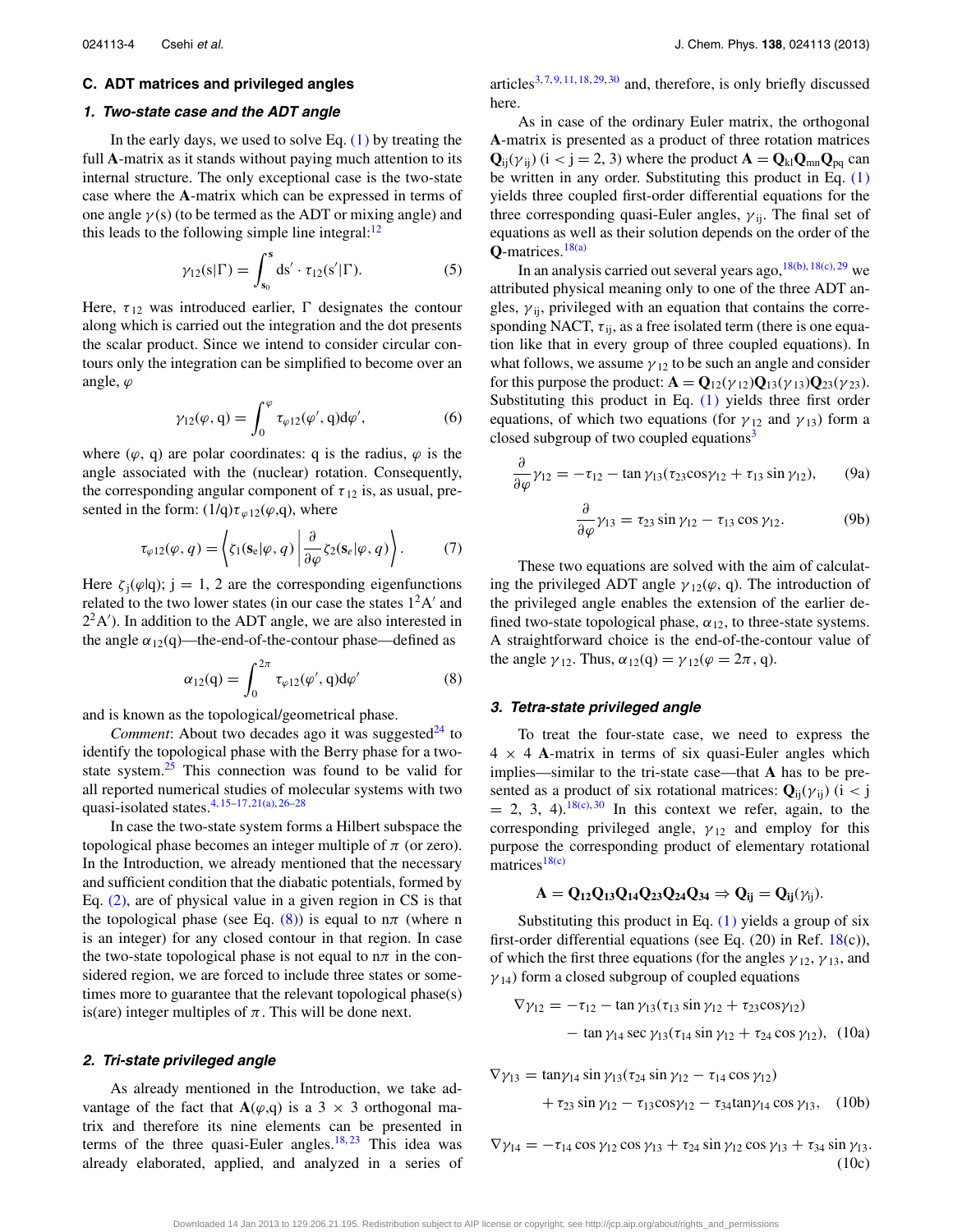### C. ADT matrices and privileged angles

#### 1. Two-state case and the ADT angle

In the early days, we used to solve Eq. (1) by treating the full **A**-matrix as it stands without paying much attention to its internal structure. The only exceptional case is the two-state case where the **A**-matrix which can be expressed in terms of one angle $\gamma(s)$ (to be termed as the ADT or mixing angle) and this leads to the following simple line integral:[12]

$$\gamma_{12}(\mathrm{s}|\Gamma) = \int_{\mathbf{s}_0}^{\mathbf{s}} \mathrm{d}\mathbf{s}' \cdot \boldsymbol{\tau}_{12}(\mathbf{s}'|\Gamma). \tag{5}$$

Here, $\tau_{12}$ was introduced earlier, $\Gamma$ designates the contour along which is carried out the integration and the dot presents the scalar product. Since we intend to consider circular contours only the integration can be simplified to become over an angle, $\varphi$

$$\gamma_{12}(\varphi, \mathrm{q}) = \int_0^{\varphi} \tau_{\varphi 12}(\varphi', \mathrm{q})\mathrm{d}\varphi', \tag{6}$$

where $(\varphi, \mathrm{q})$ are polar coordinates: q is the radius, $\varphi$ is the angle associated with the (nuclear) rotation. Consequently, the corresponding angular component of $\tau_{12}$ is, as usual, presented in the form: $(1/\mathrm{q})\tau_{\varphi 12}(\varphi,\mathrm{q})$, where

$$\tau_{\varphi 12}(\varphi, q) = \left\langle \zeta_1(\mathbf{s}_e|\varphi, q) \left| \frac{\partial}{\partial\varphi} \zeta_2(\mathbf{s}_e|\varphi, q) \right.\right\rangle. \tag{7}$$

Here $\zeta_j(\varphi|\mathrm{q})$; j = 1, 2 are the corresponding eigenfunctions related to the two lower states (in our case the states $1^2\mathrm{A}'$ and $2^2\mathrm{A}'$). In addition to the ADT angle, we are also interested in the angle $\alpha_{12}(\mathrm{q})$—the-end-of-the-contour phase—defined as

$$\alpha_{12}(\mathrm{q}) = \int_0^{2\pi} \tau_{\varphi 12}(\varphi', \mathrm{q})\mathrm{d}\varphi' \tag{8}$$

and is known as the topological/geometrical phase.

*Comment*: About two decades ago it was suggested[24] to identify the topological phase with the Berry phase for a two-state system.[25] This connection was found to be valid for all reported numerical studies of molecular systems with two quasi-isolated states.[4,15–17,21(a),26–28]

In case the two-state system forms a Hilbert subspace the topological phase becomes an integer multiple of $\pi$ (or zero). In the Introduction, we already mentioned that the necessary and sufficient condition that the diabatic potentials, formed by Eq. (2), are of physical value in a given region in CS is that the topological phase (see Eq. (8)) is equal to $\mathrm{n}\pi$ (where n is an integer) for any closed contour in that region. In case the two-state topological phase is not equal to $\mathrm{n}\pi$ in the considered region, we are forced to include three states or sometimes more to guarantee that the relevant topological phase(s) is(are) integer multiples of $\pi$. This will be done next.

#### 2. Tri-state privileged angle

As already mentioned in the Introduction, we take advantage of the fact that $\mathbf{A}(\varphi,\mathrm{q})$ is a 3 × 3 orthogonal matrix and therefore its nine elements can be presented in terms of the three quasi-Euler angles.[18,23] This idea was already elaborated, applied, and analyzed in a series of articles[3,7,9,11,18,29,30] and, therefore, is only briefly discussed here.

As in case of the ordinary Euler matrix, the orthogonal **A**-matrix is presented as a product of three rotation matrices $\mathbf{Q}_{ij}(\gamma_{ij})$ (i < j = 2, 3) where the product $\mathbf{A} = \mathbf{Q}_{kl}\mathbf{Q}_{mn}\mathbf{Q}_{pq}$ can be written in any order. Substituting this product in Eq. (1) yields three coupled first-order differential equations for the three corresponding quasi-Euler angles, $\gamma_{ij}$. The final set of equations as well as their solution depends on the order of the **Q**-matrices.[18(a)]

In an analysis carried out several years ago,[18(b),18(c),29] we attributed physical meaning only to one of the three ADT angles, $\gamma_{ij}$, privileged with an equation that contains the corresponding NACT, $\tau_{ij}$, as a free isolated term (there is one equation like that in every group of three coupled equations). In what follows, we assume $\gamma_{12}$ to be such an angle and consider for this purpose the product: $\mathbf{A} = \mathbf{Q}_{12}(\gamma_{12})\mathbf{Q}_{13}(\gamma_{13})\mathbf{Q}_{23}(\gamma_{23})$. Substituting this product in Eq. (1) yields three first order equations, of which two equations (for $\gamma_{12}$ and $\gamma_{13}$) form a closed subgroup of two coupled equations[3]

$$\frac{\partial}{\partial\varphi}\gamma_{12} = -\tau_{12} - \tan\gamma_{13}(\tau_{23}\cos\gamma_{12} + \tau_{13}\sin\gamma_{12}), \tag{9a}$$

$$\frac{\partial}{\partial\varphi}\gamma_{13} = \tau_{23}\sin\gamma_{12} - \tau_{13}\cos\gamma_{12}. \tag{9b}$$

These two equations are solved with the aim of calculating the privileged ADT angle $\gamma_{12}(\varphi, \mathrm{q})$. The introduction of the privileged angle enables the extension of the earlier defined two-state topological phase, $\alpha_{12}$, to three-state systems. A straightforward choice is the end-of-the-contour value of the angle $\gamma_{12}$. Thus, $\alpha_{12}(\mathrm{q}) = \gamma_{12}(\varphi = 2\pi, \mathrm{q})$.

#### 3. Tetra-state privileged angle

To treat the four-state case, we need to express the 4 × 4 **A**-matrix in terms of six quasi-Euler angles which implies—similar to the tri-state case—that **A** has to be presented as a product of six rotational matrices: $\mathbf{Q}_{ij}(\gamma_{ij})$ (i < j = 2, 3, 4).[18(c),30] In this context we refer, again, to the corresponding privileged angle, $\gamma_{12}$ and employ for this purpose the corresponding product of elementary rotational matrices[18(c)]

$$\mathbf{A} = \mathbf{Q}_{12}\mathbf{Q}_{13}\mathbf{Q}_{14}\mathbf{Q}_{23}\mathbf{Q}_{24}\mathbf{Q}_{34} \Rightarrow \mathbf{Q}_{ij} = \mathbf{Q}_{ij}(\gamma_{ij}).$$

Substituting this product in Eq. (1) yields a group of six first-order differential equations (see Eq. (20) in Ref. 18(c)), of which the first three equations (for the angles $\gamma_{12}$, $\gamma_{13}$, and $\gamma_{14}$) form a closed subgroup of coupled equations

$$\nabla\gamma_{12} = -\tau_{12} - \tan\gamma_{13}(\tau_{13}\sin\gamma_{12} + \tau_{23}\cos\gamma_{12}) - \tan\gamma_{14}\sec\gamma_{13}(\tau_{14}\sin\gamma_{12} + \tau_{24}\cos\gamma_{12}), \tag{10a}$$

$$\nabla\gamma_{13} = \tan\gamma_{14}\sin\gamma_{13}(\tau_{24}\sin\gamma_{12} - \tau_{14}\cos\gamma_{12}) + \tau_{23}\sin\gamma_{12} - \tau_{13}\cos\gamma_{12} - \tau_{34}\tan\gamma_{14}\cos\gamma_{13}, \tag{10b}$$

$$\nabla\gamma_{14} = -\tau_{14}\cos\gamma_{12}\cos\gamma_{13} + \tau_{24}\sin\gamma_{12}\cos\gamma_{13} + \tau_{34}\sin\gamma_{13}. \tag{10c}$$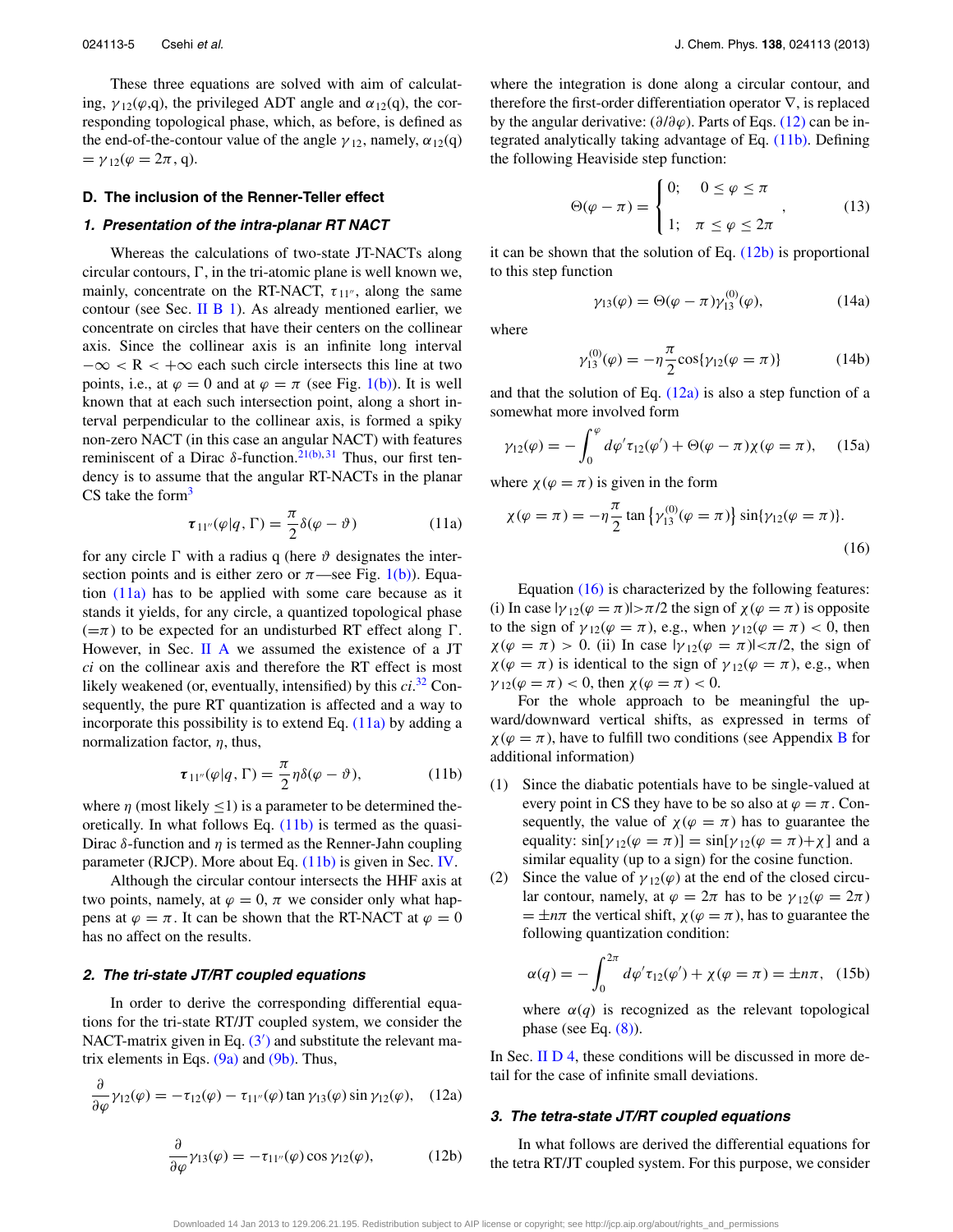These three equations are solved with aim of calculating, $\gamma_{12}(\varphi,q)$, the privileged ADT angle and $\alpha_{12}(q)$, the corresponding topological phase, which, as before, is defined as the end-of-the-contour value of the angle $\gamma_{12}$, namely, $\alpha_{12}(q) = \gamma_{12}(\varphi = 2\pi, q)$.

### D. The inclusion of the Renner-Teller effect

#### *1. Presentation of the intra-planar RT NACT*

Whereas the calculations of two-state JT-NACTs along circular contours, $\Gamma$, in the tri-atomic plane is well known we, mainly, concentrate on the RT-NACT, $\tau_{11''}$, along the same contour (see Sec. II B 1). As already mentioned earlier, we concentrate on circles that have their centers on the collinear axis. Since the collinear axis is an infinite long interval $-\infty < R < +\infty$ each such circle intersects this line at two points, i.e., at $\varphi = 0$ and at $\varphi = \pi$ (see Fig. 1(b)). It is well known that at each such intersection point, along a short interval perpendicular to the collinear axis, is formed a spiky non-zero NACT (in this case an angular NACT) with features reminiscent of a Dirac $\delta$-function.[21(b),31] Thus, our first tendency is to assume that the angular RT-NACTs in the planar CS take the form[3]

$$\boldsymbol{\tau}_{11''}(\varphi|q,\Gamma) = \frac{\pi}{2}\delta(\varphi - \vartheta) \tag{11a}$$

for any circle $\Gamma$ with a radius q (here $\vartheta$ designates the intersection points and is either zero or $\pi$—see Fig. 1(b)). Equation (11a) has to be applied with some care because as it stands it yields, for any circle, a quantized topological phase ($=\pi$) to be expected for an undisturbed RT effect along $\Gamma$. However, in Sec. II A we assumed the existence of a JT *ci* on the collinear axis and therefore the RT effect is most likely weakened (or, eventually, intensified) by this *ci*.[32] Consequently, the pure RT quantization is affected and a way to incorporate this possibility is to extend Eq. (11a) by adding a normalization factor, $\eta$, thus,

$$\boldsymbol{\tau}_{11''}(\varphi|q,\Gamma) = \frac{\pi}{2}\eta\delta(\varphi - \vartheta), \tag{11b}$$

where $\eta$ (most likely $\leq 1$) is a parameter to be determined theoretically. In what follows Eq. (11b) is termed as the quasi-Dirac $\delta$-function and $\eta$ is termed as the Renner-Jahn coupling parameter (RJCP). More about Eq. (11b) is given in Sec. IV.

Although the circular contour intersects the HHF axis at two points, namely, at $\varphi = 0, \pi$ we consider only what happens at $\varphi = \pi$. It can be shown that the RT-NACT at $\varphi = 0$ has no affect on the results.

#### *2. The tri-state JT/RT coupled equations*

In order to derive the corresponding differential equations for the tri-state RT/JT coupled system, we consider the NACT-matrix given in Eq. (3′) and substitute the relevant matrix elements in Eqs. (9a) and (9b). Thus,

$$\frac{\partial}{\partial\varphi}\gamma_{12}(\varphi) = -\tau_{12}(\varphi) - \tau_{11''}(\varphi)\tan\gamma_{13}(\varphi)\sin\gamma_{12}(\varphi), \tag{12a}$$

$$\frac{\partial}{\partial\varphi}\gamma_{13}(\varphi) = -\tau_{11''}(\varphi)\cos\gamma_{12}(\varphi), \tag{12b}$$

where the integration is done along a circular contour, and therefore the first-order differentiation operator $\nabla$, is replaced by the angular derivative: $(\partial/\partial\varphi)$. Parts of Eqs. (12) can be integrated analytically taking advantage of Eq. (11b). Defining the following Heaviside step function:

$$\Theta(\varphi - \pi) = \begin{cases} 0; & 0 \leq \varphi \leq \pi \\ 1; & \pi \leq \varphi \leq 2\pi \end{cases}, \tag{13}$$

it can be shown that the solution of Eq. (12b) is proportional to this step function

$$\gamma_{13}(\varphi) = \Theta(\varphi - \pi)\gamma_{13}^{(0)}(\varphi), \tag{14a}$$

where

$$\gamma_{13}^{(0)}(\varphi) = -\eta\frac{\pi}{2}\cos\{\gamma_{12}(\varphi = \pi)\} \tag{14b}$$

and that the solution of Eq. (12a) is also a step function of a somewhat more involved form

$$\gamma_{12}(\varphi) = -\int_0^{\varphi} d\varphi'\tau_{12}(\varphi') + \Theta(\varphi - \pi)\chi(\varphi = \pi), \tag{15a}$$

where $\chi(\varphi = \pi)$ is given in the form

$$\chi(\varphi = \pi) = -\eta\frac{\pi}{2}\tan\left\{\gamma_{13}^{(0)}(\varphi = \pi)\right\}\sin\{\gamma_{12}(\varphi = \pi)\}. \tag{16}$$

Equation (16) is characterized by the following features: (i) In case $|\gamma_{12}(\varphi = \pi)| > \pi/2$ the sign of $\chi(\varphi = \pi)$ is opposite to the sign of $\gamma_{12}(\varphi = \pi)$, e.g., when $\gamma_{12}(\varphi = \pi) < 0$, then $\chi(\varphi = \pi) > 0$. (ii) In case $|\gamma_{12}(\varphi = \pi)| < \pi/2$, the sign of $\chi(\varphi = \pi)$ is identical to the sign of $\gamma_{12}(\varphi = \pi)$, e.g., when $\gamma_{12}(\varphi = \pi) < 0$, then $\chi(\varphi = \pi) < 0$.

For the whole approach to be meaningful the upward/downward vertical shifts, as expressed in terms of $\chi(\varphi = \pi)$, have to fulfill two conditions (see Appendix B for additional information)

1. Since the diabatic potentials have to be single-valued at every point in CS they have to be so also at $\varphi = \pi$. Consequently, the value of $\chi(\varphi = \pi)$ has to guarantee the equality: $\sin[\gamma_{12}(\varphi = \pi)] = \sin[\gamma_{12}(\varphi = \pi) + \chi]$ and a similar equality (up to a sign) for the cosine function.
2. Since the value of $\gamma_{12}(\varphi)$ at the end of the closed circular contour, namely, at $\varphi = 2\pi$ has to be $\gamma_{12}(\varphi = 2\pi) = \pm n\pi$ the vertical shift, $\chi(\varphi = \pi)$, has to guarantee the following quantization condition:

$$\alpha(q) = -\int_0^{2\pi} d\varphi'\tau_{12}(\varphi') + \chi(\varphi = \pi) = \pm n\pi, \tag{15b}$$

where $\alpha(q)$ is recognized as the relevant topological phase (see Eq. (8)).

In Sec. II D 4, these conditions will be discussed in more detail for the case of infinite small deviations.

#### *3. The tetra-state JT/RT coupled equations*

In what follows are derived the differential equations for the tetra RT/JT coupled system. For this purpose, we consider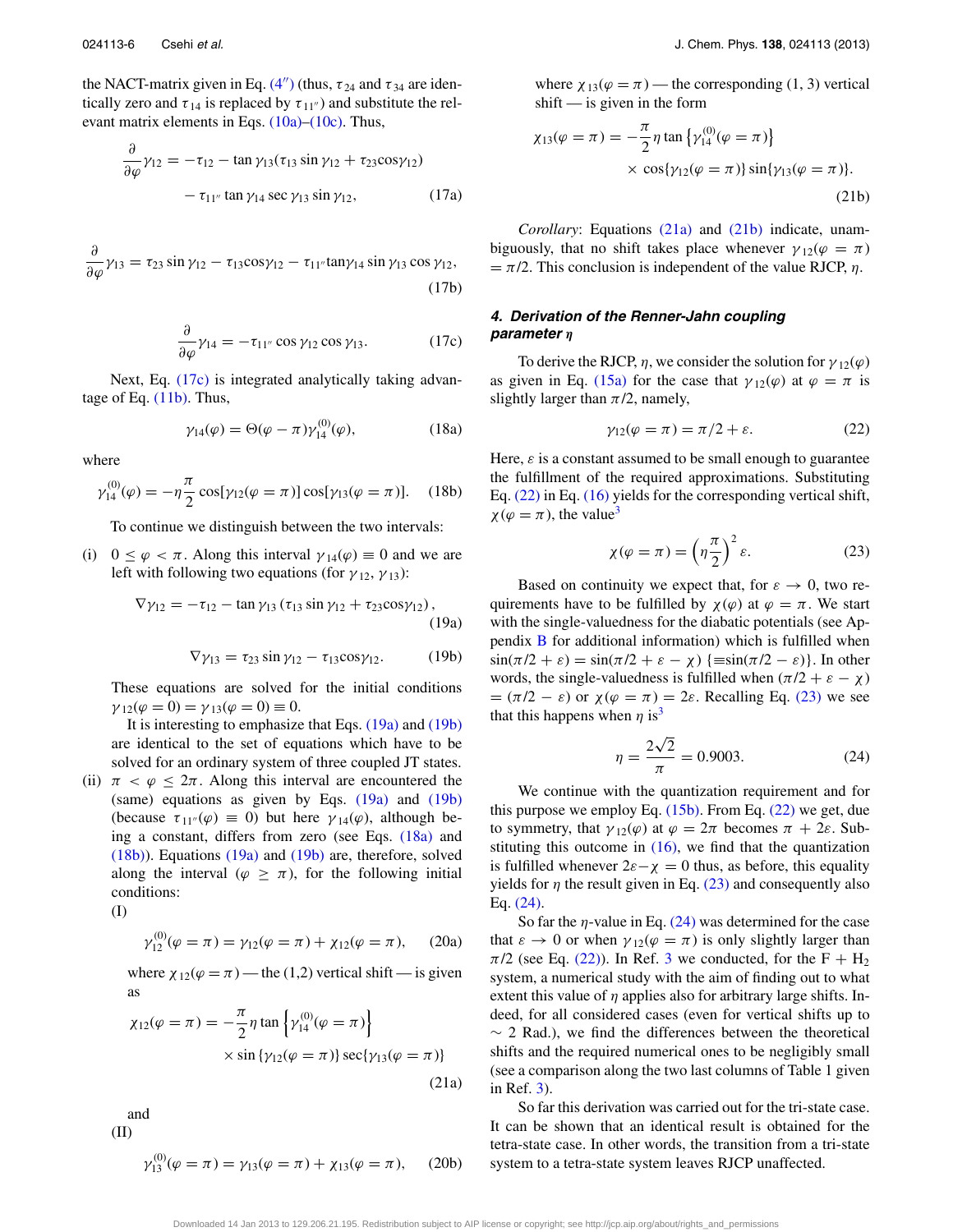the NACT-matrix given in Eq. (4″) (thus, $\tau_{24}$ and $\tau_{34}$ are identically zero and $\tau_{14}$ is replaced by $\tau_{11''}$) and substitute the relevant matrix elements in Eqs. (10a)–(10c). Thus,

$$\frac{\partial}{\partial\varphi}\gamma_{12} = -\tau_{12} - \tan\gamma_{13}(\tau_{13}\sin\gamma_{12} + \tau_{23}\cos\gamma_{12}) - \tau_{11''}\tan\gamma_{14}\sec\gamma_{13}\sin\gamma_{12}, \tag{17a}$$

$$\frac{\partial}{\partial\varphi}\gamma_{13} = \tau_{23}\sin\gamma_{12} - \tau_{13}\cos\gamma_{12} - \tau_{11''}\tan\gamma_{14}\sin\gamma_{13}\cos\gamma_{12}, \tag{17b}$$

$$\frac{\partial}{\partial\varphi}\gamma_{14} = -\tau_{11''}\cos\gamma_{12}\cos\gamma_{13}. \tag{17c}$$

Next, Eq. (17c) is integrated analytically taking advantage of Eq. (11b). Thus,

$$\gamma_{14}(\varphi) = \Theta(\varphi - \pi)\gamma_{14}^{(0)}(\varphi), \tag{18a}$$

where

$$\gamma_{14}^{(0)}(\varphi) = -\eta\frac{\pi}{2}\cos[\gamma_{12}(\varphi = \pi)]\cos[\gamma_{13}(\varphi = \pi)]. \tag{18b}$$

To continue we distinguish between the two intervals:

(i) $0 \le \varphi < \pi$. Along this interval $\gamma_{14}(\varphi) \equiv 0$ and we are left with following two equations (for $\gamma_{12}, \gamma_{13}$):

$$\nabla\gamma_{12} = -\tau_{12} - \tan\gamma_{13}(\tau_{13}\sin\gamma_{12} + \tau_{23}\cos\gamma_{12}), \tag{19a}$$

$$\nabla\gamma_{13} = \tau_{23}\sin\gamma_{12} - \tau_{13}\cos\gamma_{12}. \tag{19b}$$

These equations are solved for the initial conditions $\gamma_{12}(\varphi = 0) = \gamma_{13}(\varphi = 0) \equiv 0$.

It is interesting to emphasize that Eqs. (19a) and (19b) are identical to the set of equations which have to be solved for an ordinary system of three coupled JT states.

(ii) $\pi < \varphi \le 2\pi$. Along this interval are encountered the (same) equations as given by Eqs. (19a) and (19b) (because $\tau_{11''}(\varphi) \equiv 0$) but here $\gamma_{14}(\varphi)$, although being a constant, differs from zero (see Eqs. (18a) and (18b)). Equations (19a) and (19b) are, therefore, solved along the interval ($\varphi \ge \pi$), for the following initial conditions:

(I)

$$\gamma_{12}^{(0)}(\varphi = \pi) = \gamma_{12}(\varphi = \pi) + \chi_{12}(\varphi = \pi), \tag{20a}$$

where $\chi_{12}(\varphi = \pi)$ — the (1,2) vertical shift — is given as

$$\chi_{12}(\varphi = \pi) = -\frac{\pi}{2}\eta\tan\left\{\gamma_{14}^{(0)}(\varphi = \pi)\right\} \times \sin\{\gamma_{12}(\varphi = \pi)\}\sec\{\gamma_{13}(\varphi = \pi)\} \tag{21a}$$

and

(II)

$$\gamma_{13}^{(0)}(\varphi = \pi) = \gamma_{13}(\varphi = \pi) + \chi_{13}(\varphi = \pi), \tag{20b}$$

where $\chi_{13}(\varphi = \pi)$ — the corresponding (1, 3) vertical shift — is given in the form

$$\chi_{13}(\varphi = \pi) = -\frac{\pi}{2}\eta\tan\left\{\gamma_{14}^{(0)}(\varphi = \pi)\right\} \times \cos\{\gamma_{12}(\varphi = \pi)\}\sin\{\gamma_{13}(\varphi = \pi)\}. \tag{21b}$$

*Corollary*: Equations (21a) and (21b) indicate, unambiguously, that no shift takes place whenever $\gamma_{12}(\varphi = \pi) = \pi/2$. This conclusion is independent of the value RJCP, $\eta$.

#### 4. Derivation of the Renner-Jahn coupling parameter $\eta$

To derive the RJCP, $\eta$, we consider the solution for $\gamma_{12}(\varphi)$ as given in Eq. (15a) for the case that $\gamma_{12}(\varphi)$ at $\varphi = \pi$ is slightly larger than $\pi/2$, namely,

$$\gamma_{12}(\varphi = \pi) = \pi/2 + \varepsilon. \tag{22}$$

Here, $\varepsilon$ is a constant assumed to be small enough to guarantee the fulfillment of the required approximations. Substituting Eq. (22) in Eq. (16) yields for the corresponding vertical shift, $\chi(\varphi = \pi)$, the value[3]

$$\chi(\varphi = \pi) = \left(\eta\frac{\pi}{2}\right)^2\varepsilon. \tag{23}$$

Based on continuity we expect that, for $\varepsilon \to 0$, two requirements have to be fulfilled by $\chi(\varphi)$ at $\varphi = \pi$. We start with the single-valuedness for the diabatic potentials (see Appendix B for additional information) which is fulfilled when $\sin(\pi/2 + \varepsilon) = \sin(\pi/2 + \varepsilon - \chi)$ $\{\equiv \sin(\pi/2 - \varepsilon)\}$. In other words, the single-valuedness is fulfilled when $(\pi/2 + \varepsilon - \chi) = (\pi/2 - \varepsilon)$ or $\chi(\varphi = \pi) = 2\varepsilon$. Recalling Eq. (23) we see that this happens when $\eta$ is[3]

$$\eta = \frac{2\sqrt{2}}{\pi} = 0.9003. \tag{24}$$

We continue with the quantization requirement and for this purpose we employ Eq. (15b). From Eq. (22) we get, due to symmetry, that $\gamma_{12}(\varphi)$ at $\varphi = 2\pi$ becomes $\pi + 2\varepsilon$. Substituting this outcome in (16), we find that the quantization is fulfilled whenever $2\varepsilon - \chi = 0$ thus, as before, this equality yields for $\eta$ the result given in Eq. (23) and consequently also Eq. (24).

So far the $\eta$-value in Eq. (24) was determined for the case that $\varepsilon \to 0$ or when $\gamma_{12}(\varphi = \pi)$ is only slightly larger than $\pi/2$ (see Eq. (22)). In Ref. 3 we conducted, for the $F + H_2$ system, a numerical study with the aim of finding out to what extent this value of $\eta$ applies also for arbitrary large shifts. Indeed, for all considered cases (even for vertical shifts up to $\sim 2$ Rad.), we find the differences between the theoretical shifts and the required numerical ones to be negligibly small (see a comparison along the two last columns of Table 1 given in Ref. 3).

So far this derivation was carried out for the tri-state case. It can be shown that an identical result is obtained for the tetra-state case. In other words, the transition from a tri-state system to a tetra-state system leaves RJCP unaffected.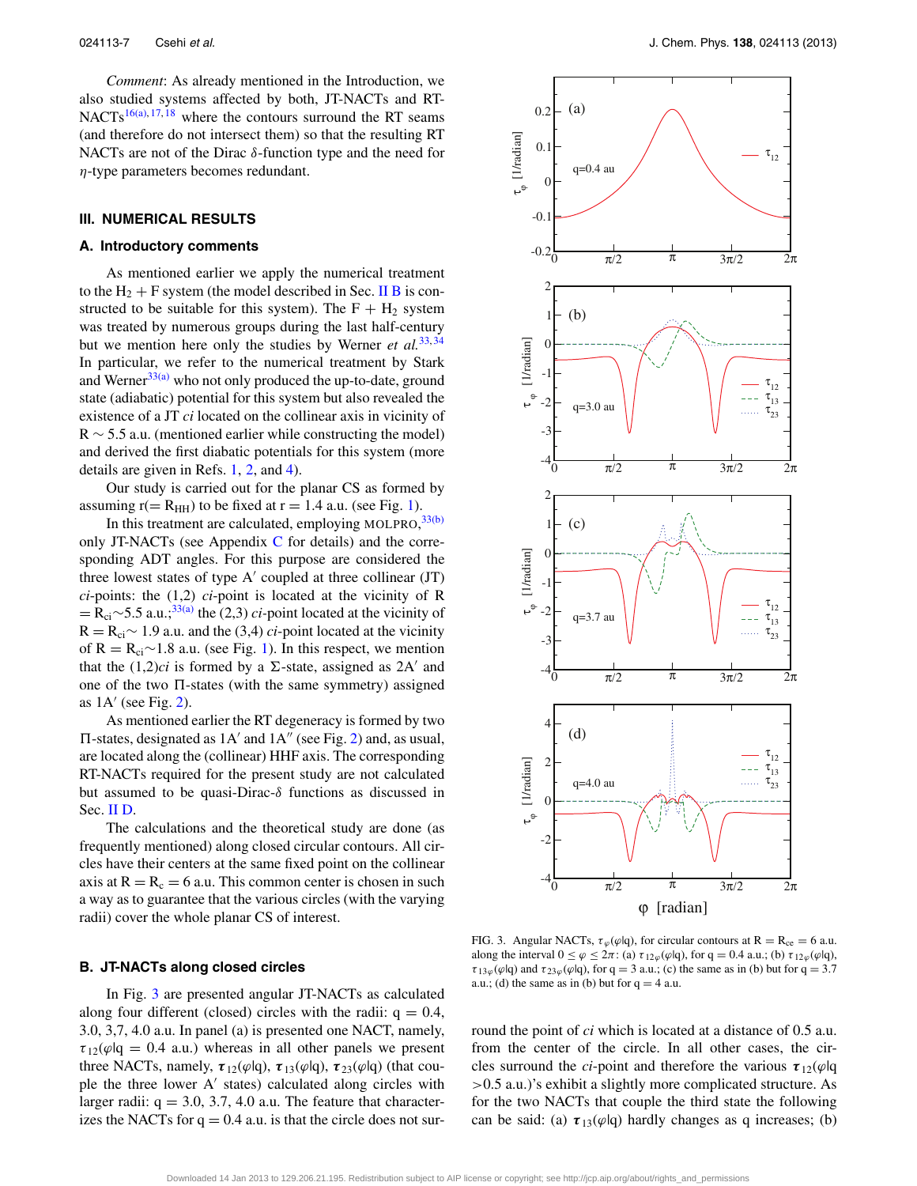*Comment*: As already mentioned in the Introduction, we also studied systems affected by both, JT-NACTs and RT-NACTs[16(a),17,18] where the contours surround the RT seams (and therefore do not intersect them) so that the resulting RT NACTs are not of the Dirac $\delta$-function type and the need for $\eta$-type parameters becomes redundant.

## III. NUMERICAL RESULTS

### A. Introductory comments

As mentioned earlier we apply the numerical treatment to the $H_2$ + F system (the model described in Sec. II B is constructed to be suitable for this system). The F + $H_2$ system was treated by numerous groups during the last half-century but we mention here only the studies by Werner *et al.*[33,34] In particular, we refer to the numerical treatment by Stark and Werner[33(a)] who not only produced the up-to-date, ground state (adiabatic) potential for this system but also revealed the existence of a JT *ci* located on the collinear axis in vicinity of R ∼ 5.5 a.u. (mentioned earlier while constructing the model) and derived the first diabatic potentials for this system (more details are given in Refs. 1, 2, and 4).

Our study is carried out for the planar CS as formed by assuming r(= $R_{HH}$) to be fixed at r = 1.4 a.u. (see Fig. 1).

In this treatment are calculated, employing MOLPRO,[33(b)] only JT-NACTs (see Appendix C for details) and the corresponding ADT angles. For this purpose are considered the three lowest states of type A′ coupled at three collinear (JT) *ci*-points: the (1,2) *ci*-point is located at the vicinity of R = $R_{ci}$∼5.5 a.u.;[33(a)] the (2,3) *ci*-point located at the vicinity of R = $R_{ci}$∼ 1.9 a.u. and the (3,4) *ci*-point located at the vicinity of R = $R_{ci}$∼1.8 a.u. (see Fig. 1). In this respect, we mention that the (1,2)*ci* is formed by a Σ-state, assigned as 2A′ and one of the two Π-states (with the same symmetry) assigned as 1A′ (see Fig. 2).

As mentioned earlier the RT degeneracy is formed by two Π-states, designated as 1A′ and 1A′′ (see Fig. 2) and, as usual, are located along the (collinear) HHF axis. The corresponding RT-NACTs required for the present study are not calculated but assumed to be quasi-Dirac-$\delta$ functions as discussed in Sec. II D.

The calculations and the theoretical study are done (as frequently mentioned) along closed circular contours. All circles have their centers at the same fixed point on the collinear axis at R = $R_c$ = 6 a.u. This common center is chosen in such a way as to guarantee that the various circles (with the varying radii) cover the whole planar CS of interest.

### B. JT-NACTs along closed circles

In Fig. 3 are presented angular JT-NACTs as calculated along four different (closed) circles with the radii: q = 0.4, 3.0, 3,7, 4.0 a.u. In panel (a) is presented one NACT, namely, $\tau_{12}(\varphi|q = 0.4$ a.u.) whereas in all other panels we present three NACTs, namely, $\boldsymbol{\tau}_{12}(\varphi|q)$, $\boldsymbol{\tau}_{13}(\varphi|q)$, $\boldsymbol{\tau}_{23}(\varphi|q)$ (that couple the three lower A′ states) calculated along circles with larger radii: q = 3.0, 3.7, 4.0 a.u. The feature that characterizes the NACTs for q = 0.4 a.u. is that the circle does not surround the point of *ci* which is located at a distance of 0.5 a.u. from the center of the circle. In all other cases, the circles surround the *ci*-point and therefore the various $\boldsymbol{\tau}_{12}(\varphi|q > 0.5$ a.u.)'s exhibit a slightly more complicated structure. As for the two NACTs that couple the third state the following can be said: (a) $\boldsymbol{\tau}_{13}(\varphi|q)$ hardly changes as q increases; (b)

FIG. 3. Angular NACTs, $\tau_{\varphi}(\varphi|q)$, for circular contours at R = $R_{ce}$ = 6 a.u. along the interval $0 \leq \varphi \leq 2\pi$: (a) $\tau_{12\varphi}(\varphi|q)$, for q = 0.4 a.u.; (b) $\tau_{12\varphi}(\varphi|q)$, $\tau_{13\varphi}(\varphi|q)$ and $\tau_{23\varphi}(\varphi|q)$, for q = 3 a.u.; (c) the same as in (b) but for q = 3.7 a.u.; (d) the same as in (b) but for q = 4 a.u.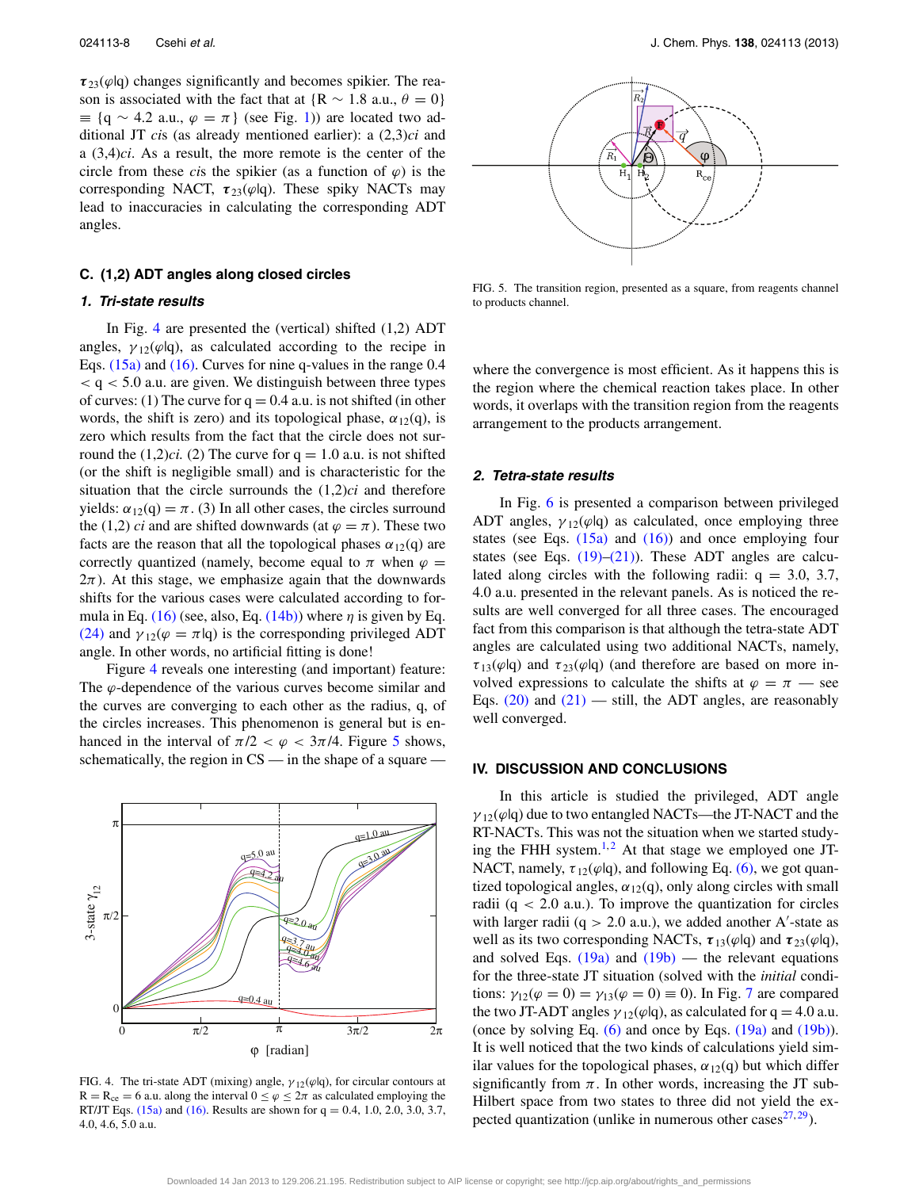$\boldsymbol{\tau}_{23}(\varphi|q)$ changes significantly and becomes spikier. The reason is associated with the fact that at {R ∼ 1.8 a.u., $\theta = 0$} ≡ {q ∼ 4.2 a.u., $\varphi = \pi$} (see Fig. 1)) are located two additional JT *ci*s (as already mentioned earlier): a (2,3)*ci* and a (3,4)*ci*. As a result, the more remote is the center of the circle from these *ci*s the spikier (as a function of $\varphi$) is the corresponding NACT, $\boldsymbol{\tau}_{23}(\varphi|q)$. These spiky NACTs may lead to inaccuracies in calculating the corresponding ADT angles.

### C. (1,2) ADT angles along closed circles

#### 1. Tri-state results

In Fig. 4 are presented the (vertical) shifted (1,2) ADT angles, $\gamma_{12}(\varphi|q)$, as calculated according to the recipe in Eqs. (15a) and (16). Curves for nine q-values in the range 0.4 < q < 5.0 a.u. are given. We distinguish between three types of curves: (1) The curve for q = 0.4 a.u. is not shifted (in other words, the shift is zero) and its topological phase, $\alpha_{12}(q)$, is zero which results from the fact that the circle does not surround the (1,2)*ci.* (2) The curve for q = 1.0 a.u. is not shifted (or the shift is negligible small) and is characteristic for the situation that the circle surrounds the (1,2)*ci* and therefore yields: $\alpha_{12}(q) = \pi$. (3) In all other cases, the circles surround the (1,2) *ci* and are shifted downwards (at $\varphi = \pi$). These two facts are the reason that all the topological phases $\alpha_{12}(q)$ are correctly quantized (namely, become equal to $\pi$ when $\varphi = 2\pi$). At this stage, we emphasize again that the downwards shifts for the various cases were calculated according to formula in Eq. (16) (see, also, Eq. (14b)) where $\eta$ is given by Eq. (24) and $\gamma_{12}(\varphi = \pi|q)$ is the corresponding privileged ADT angle. In other words, no artificial fitting is done!

Figure 4 reveals one interesting (and important) feature: The $\varphi$-dependence of the various curves become similar and the curves are converging to each other as the radius, q, of the circles increases. This phenomenon is general but is enhanced in the interval of $\pi/2 < \varphi < 3\pi/4$. Figure 5 shows, schematically, the region in CS — in the shape of a square — where the convergence is most efficient. As it happens this is the region where the chemical reaction takes place. In other words, it overlaps with the transition region from the reagents arrangement to the products arrangement.

FIG. 4. The tri-state ADT (mixing) angle, $\gamma_{12}(\varphi|q)$, for circular contours at $R = R_{ce} = 6$ a.u. along the interval $0 \le \varphi \le 2\pi$ as calculated employing the RT/JT Eqs. (15a) and (16). Results are shown for q = 0.4, 1.0, 2.0, 3.0, 3.7, 4.0, 4.6, 5.0 a.u.

FIG. 5. The transition region, presented as a square, from reagents channel to products channel.

#### 2. Tetra-state results

In Fig. 6 is presented a comparison between privileged ADT angles, $\gamma_{12}(\varphi|q)$ as calculated, once employing three states (see Eqs. (15a) and (16)) and once employing four states (see Eqs. (19)–(21)). These ADT angles are calculated along circles with the following radii: q = 3.0, 3.7, 4.0 a.u. presented in the relevant panels. As is noticed the results are well converged for all three cases. The encouraged fact from this comparison is that although the tetra-state ADT angles are calculated using two additional NACTs, namely, $\tau_{13}(\varphi|q)$ and $\tau_{23}(\varphi|q)$ (and therefore are based on more involved expressions to calculate the shifts at $\varphi = \pi$ — see Eqs. (20) and (21) — still, the ADT angles, are reasonably well converged.

## IV. DISCUSSION AND CONCLUSIONS

In this article is studied the privileged, ADT angle $\gamma_{12}(\varphi|q)$ due to two entangled NACTs—the JT-NACT and the RT-NACTs. This was not the situation when we started studying the FHH system.[1,2] At that stage we employed one JT-NACT, namely, $\tau_{12}(\varphi|q)$, and following Eq. (6), we got quantized topological angles, $\alpha_{12}(q)$, only along circles with small radii (q < 2.0 a.u.). To improve the quantization for circles with larger radii (q > 2.0 a.u.), we added another A′-state as well as its two corresponding NACTs, $\boldsymbol{\tau}_{13}(\varphi|q)$ and $\boldsymbol{\tau}_{23}(\varphi|q)$, and solved Eqs. (19a) and (19b) — the relevant equations for the three-state JT situation (solved with the *initial* conditions: $\gamma_{12}(\varphi = 0) = \gamma_{13}(\varphi = 0) \equiv 0$). In Fig. 7 are compared the two JT-ADT angles $\gamma_{12}(\varphi|q)$, as calculated for q = 4.0 a.u. (once by solving Eq. (6) and once by Eqs. (19a) and (19b)). It is well noticed that the two kinds of calculations yield similar values for the topological phases, $\alpha_{12}(q)$ but which differ significantly from $\pi$. In other words, increasing the JT sub-Hilbert space from two states to three did not yield the expected quantization (unlike in numerous other cases[27,29]).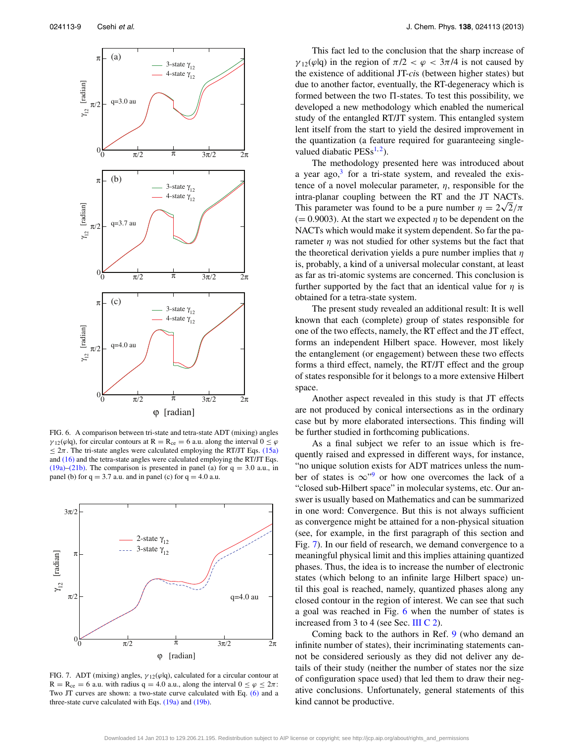FIG. 6. A comparison between tri-state and tetra-state ADT (mixing) angles $\gamma_{12}(\varphi|q)$, for circular contours at $R = R_{ce} = 6$ a.u. along the interval $0 \leq \varphi \leq 2\pi$. The tri-state angles were calculated employing the RT/JT Eqs. (15a) and (16) and the tetra-state angles were calculated employing the RT/JT Eqs. (19a)–(21b). The comparison is presented in panel (a) for q = 3.0 a.u., in panel (b) for q = 3.7 a.u. and in panel (c) for q = 4.0 a.u.

FIG. 7. ADT (mixing) angles, $\gamma_{12}(\varphi|q)$, calculated for a circular contour at $R = R_{ce} = 6$ a.u. with radius q = 4.0 a.u., along the interval $0 \leq \varphi \leq 2\pi$: Two JT curves are shown: a two-state curve calculated with Eq. (6) and a three-state curve calculated with Eqs. (19a) and (19b).

This fact led to the conclusion that the sharp increase of $\gamma_{12}(\varphi|q)$ in the region of $\pi/2 < \varphi < 3\pi/4$ is not caused by the existence of additional JT-*cis* (between higher states) but due to another factor, eventually, the RT-degeneracy which is formed between the two Π-states. To test this possibility, we developed a new methodology which enabled the numerical study of the entangled RT/JT system. This entangled system lent itself from the start to yield the desired improvement in the quantization (a feature required for guaranteeing single-valued diabatic PESs[1,2]).

The methodology presented here was introduced about a year ago,[3] for a tri-state system, and revealed the existence of a novel molecular parameter, $\eta$, responsible for the intra-planar coupling between the RT and the JT NACTs. This parameter was found to be a pure number $\eta = 2\sqrt{2}/\pi$ ($= 0.9003$). At the start we expected $\eta$ to be dependent on the NACTs which would make it system dependent. So far the parameter $\eta$ was not studied for other systems but the fact that the theoretical derivation yields a pure number implies that $\eta$ is, probably, a kind of a universal molecular constant, at least as far as tri-atomic systems are concerned. This conclusion is further supported by the fact that an identical value for $\eta$ is obtained for a tetra-state system.

The present study revealed an additional result: It is well known that each (complete) group of states responsible for one of the two effects, namely, the RT effect and the JT effect, forms an independent Hilbert space. However, most likely the entanglement (or engagement) between these two effects forms a third effect, namely, the RT/JT effect and the group of states responsible for it belongs to a more extensive Hilbert space.

Another aspect revealed in this study is that JT effects are not produced by conical intersections as in the ordinary case but by more elaborated intersections. This finding will be further studied in forthcoming publications.

As a final subject we refer to an issue which is frequently raised and expressed in different ways, for instance, "no unique solution exists for ADT matrices unless the number of states is ∞"[9] or how one overcomes the lack of a "closed sub-Hilbert space" in molecular systems, etc. Our answer is usually based on Mathematics and can be summarized in one word: Convergence. But this is not always sufficient as convergence might be attained for a non-physical situation (see, for example, in the first paragraph of this section and Fig. 7). In our field of research, we demand convergence to a meaningful physical limit and this implies attaining quantized phases. Thus, the idea is to increase the number of electronic states (which belong to an infinite large Hilbert space) until this goal is reached, namely, quantized phases along any closed contour in the region of interest. We can see that such a goal was reached in Fig. 6 when the number of states is increased from 3 to 4 (see Sec. III C 2).

Coming back to the authors in Ref. 9 (who demand an infinite number of states), their incriminating statements cannot be considered seriously as they did not deliver any details of their study (neither the number of states nor the size of configuration space used) that led them to draw their negative conclusions. Unfortunately, general statements of this kind cannot be productive.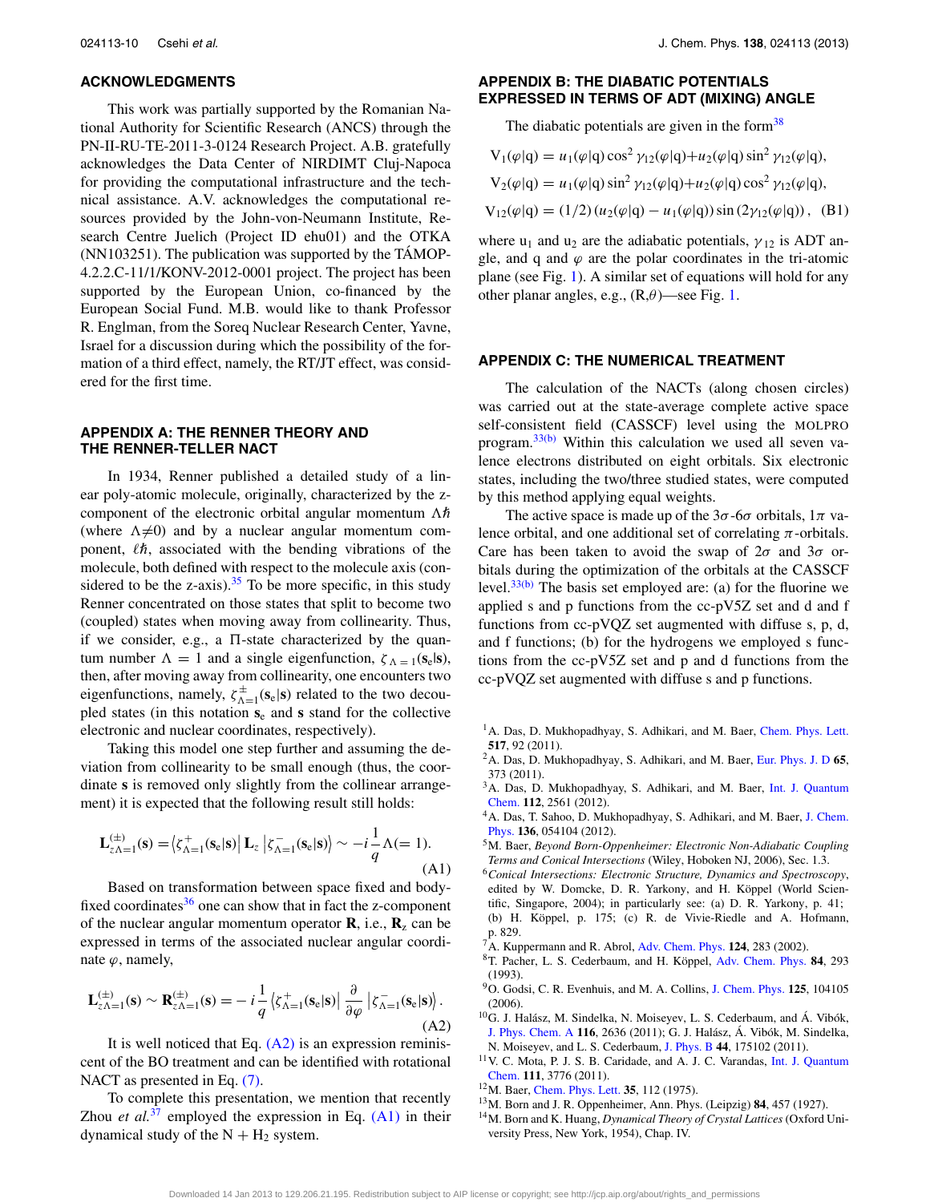## ACKNOWLEDGMENTS

This work was partially supported by the Romanian National Authority for Scientific Research (ANCS) through the PN-II-RU-TE-2011-3-0124 Research Project. A.B. gratefully acknowledges the Data Center of NIRDIMT Cluj-Napoca for providing the computational infrastructure and the technical assistance. A.V. acknowledges the computational resources provided by the John-von-Neumann Institute, Research Centre Juelich (Project ID ehu01) and the OTKA (NN103251). The publication was supported by the TÁMOP-4.2.2.C-11/1/KONV-2012-0001 project. The project has been supported by the European Union, co-financed by the European Social Fund. M.B. would like to thank Professor R. Englman, from the Soreq Nuclear Research Center, Yavne, Israel for a discussion during which the possibility of the formation of a third effect, namely, the RT/JT effect, was considered for the first time.

## APPENDIX A: THE RENNER THEORY AND THE RENNER-TELLER NACT

In 1934, Renner published a detailed study of a linear poly-atomic molecule, originally, characterized by the z-component of the electronic orbital angular momentum $\Lambda\hbar$ (where $\Lambda \neq 0$) and by a nuclear angular momentum component, $\ell\hbar$, associated with the bending vibrations of the molecule, both defined with respect to the molecule axis (considered to be the z-axis).[35] To be more specific, in this study Renner concentrated on those states that split to become two (coupled) states when moving away from collinearity. Thus, if we consider, e.g., a $\Pi$-state characterized by the quantum number $\Lambda = 1$ and a single eigenfunction, $\zeta_{\Lambda=1}(\mathbf{s}_e|\mathbf{s})$, then, after moving away from collinearity, one encounters two eigenfunctions, namely, $\zeta^{\pm}_{\Lambda=1}(\mathbf{s}_e|\mathbf{s})$ related to the two decoupled states (in this notation $\mathbf{s}_e$ and $\mathbf{s}$ stand for the collective electronic and nuclear coordinates, respectively).

Taking this model one step further and assuming the deviation from collinearity to be small enough (thus, the coordinate $\mathbf{s}$ is removed only slightly from the collinear arrangement) it is expected that the following result still holds:

$$\mathbf{L}^{(\pm)}_{z\Lambda=1}(\mathbf{s}) = \left\langle \zeta^{+}_{\Lambda=1}(\mathbf{s}_e|\mathbf{s}) \right| \mathbf{L}_z \left| \zeta^{-}_{\Lambda=1}(\mathbf{s}_e|\mathbf{s}) \right\rangle \sim -i\frac{1}{q}\Lambda(=1). \tag{A1}$$

Based on transformation between space fixed and body-fixed coordinates[36] one can show that in fact the z-component of the nuclear angular momentum operator $\mathbf{R}$, i.e., $\mathbf{R}_z$ can be expressed in terms of the associated nuclear angular coordinate $\varphi$, namely,

$$\mathbf{L}^{(\pm)}_{z\Lambda=1}(\mathbf{s}) \sim \mathbf{R}^{(\pm)}_{z\Lambda=1}(\mathbf{s}) = -i\frac{1}{q}\left\langle \zeta^{+}_{\Lambda=1}(\mathbf{s}_e|\mathbf{s}) \right| \frac{\partial}{\partial\varphi} \left| \zeta^{-}_{\Lambda=1}(\mathbf{s}_e|\mathbf{s}) \right\rangle. \tag{A2}$$

It is well noticed that Eq. (A2) is an expression reminiscent of the BO treatment and can be identified with rotational NACT as presented in Eq. (7).

To complete this presentation, we mention that recently Zhou *et al.*[37] employed the expression in Eq. (A1) in their dynamical study of the $N + H_2$ system.

## APPENDIX B: THE DIABATIC POTENTIALS EXPRESSED IN TERMS OF ADT (MIXING) ANGLE

The diabatic potentials are given in the form[38]

$$\begin{aligned}
V_1(\varphi|q) &= u_1(\varphi|q)\cos^2\gamma_{12}(\varphi|q) + u_2(\varphi|q)\sin^2\gamma_{12}(\varphi|q),\\
V_2(\varphi|q) &= u_1(\varphi|q)\sin^2\gamma_{12}(\varphi|q) + u_2(\varphi|q)\cos^2\gamma_{12}(\varphi|q),\\
V_{12}(\varphi|q) &= (1/2)\left(u_2(\varphi|q) - u_1(\varphi|q)\right)\sin\left(2\gamma_{12}(\varphi|q)\right),
\end{aligned} \tag{B1}$$

where $u_1$ and $u_2$ are the adiabatic potentials, $\gamma_{12}$ is ADT angle, and q and $\varphi$ are the polar coordinates in the tri-atomic plane (see Fig. 1). A similar set of equations will hold for any other planar angles, e.g., $(R,\theta)$—see Fig. 1.

## APPENDIX C: THE NUMERICAL TREATMENT

The calculation of the NACTs (along chosen circles) was carried out at the state-average complete active space self-consistent field (CASSCF) level using the MOLPRO program.[33(b)] Within this calculation we used all seven valence electrons distributed on eight orbitals. Six electronic states, including the two/three studied states, were computed by this method applying equal weights.

The active space is made up of the $3\sigma$-$6\sigma$ orbitals, $1\pi$ valence orbital, and one additional set of correlating $\pi$-orbitals. Care has been taken to avoid the swap of $2\sigma$ and $3\sigma$ orbitals during the optimization of the orbitals at the CASSCF level.[33(b)] The basis set employed are: (a) for the fluorine we applied s and p functions from the cc-pV5Z set and d and f functions from cc-pVQZ set augmented with diffuse s, p, d, and f functions; (b) for the hydrogens we employed s functions from the cc-pV5Z set and p and d functions from the cc-pVQZ set augmented with diffuse s and p functions.

1. A. Das, D. Mukhopadhyay, S. Adhikari, and M. Baer, Chem. Phys. Lett. **517**, 92 (2011).
2. A. Das, D. Mukhopadhyay, S. Adhikari, and M. Baer, Eur. Phys. J. D **65**, 373 (2011).
3. A. Das, D. Mukhopadhyay, S. Adhikari, and M. Baer, Int. J. Quantum Chem. **112**, 2561 (2012).
4. A. Das, T. Sahoo, D. Mukhopadhyay, S. Adhikari, and M. Baer, J. Chem. Phys. **136**, 054104 (2012).
5. M. Baer, *Beyond Born-Oppenheimer: Electronic Non-Adiabatic Coupling Terms and Conical Intersections* (Wiley, Hoboken NJ, 2006), Sec. 1.3.
6. *Conical Intersections: Electronic Structure, Dynamics and Spectroscopy*, edited by W. Domcke, D. R. Yarkony, and H. Köppel (World Scientific, Singapore, 2004); in particularly see: (a) D. R. Yarkony, p. 41; (b) H. Köppel, p. 175; (c) R. de Vivie-Riedle and A. Hofmann, p. 829.
7. A. Kuppermann and R. Abrol, Adv. Chem. Phys. **124**, 283 (2002).
8. T. Pacher, L. S. Cederbaum, and H. Köppel, Adv. Chem. Phys. **84**, 293 (1993).
9. O. Godsi, C. R. Evenhuis, and M. A. Collins, J. Chem. Phys. **125**, 104105 (2006).
10. G. J. Halász, M. Sindelka, N. Moiseyev, L. S. Cederbaum, and Á. Vibók, J. Phys. Chem. A **116**, 2636 (2011); G. J. Halász, Á. Vibók, M. Sindelka, N. Moiseyev, and L. S. Cederbaum, J. Phys. B **44**, 175102 (2011).
11. V. C. Mota, P. J. S. B. Caridade, and A. J. C. Varandas, Int. J. Quantum Chem. **111**, 3776 (2011).
12. M. Baer, Chem. Phys. Lett. **35**, 112 (1975).
13. M. Born and J. R. Oppenheimer, Ann. Phys. (Leipzig) **84**, 457 (1927).
14. M. Born and K. Huang, *Dynamical Theory of Crystal Lattices* (Oxford University Press, New York, 1954), Chap. IV.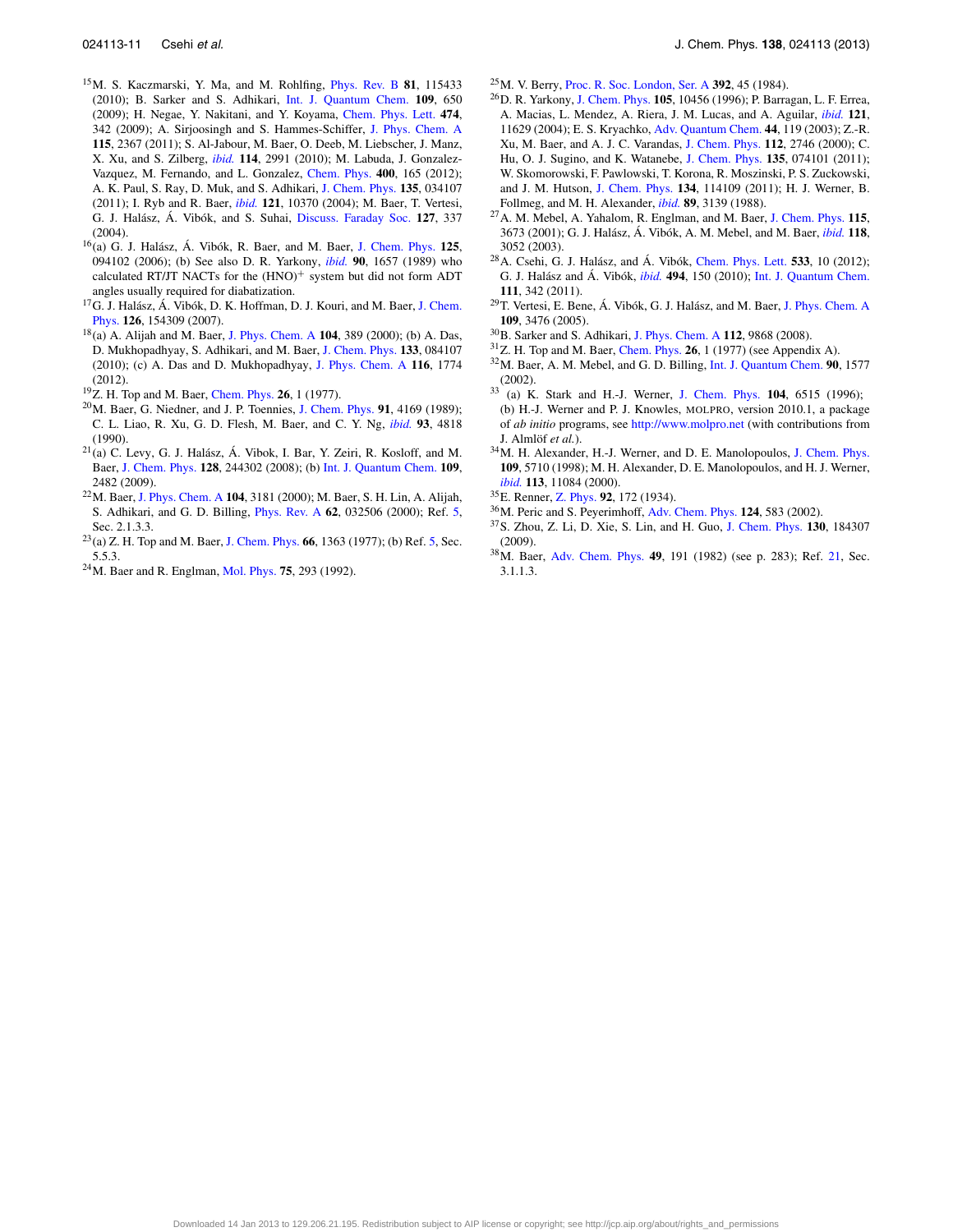[15] M. S. Kaczmarski, Y. Ma, and M. Rohlfing, Phys. Rev. B **81**, 115433 (2010); B. Sarker and S. Adhikari, Int. J. Quantum Chem. **109**, 650 (2009); H. Negae, Y. Nakitani, and Y. Koyama, Chem. Phys. Lett. **474**, 342 (2009); A. Sirjoosingh and S. Hammes-Schiffer, J. Phys. Chem. A **115**, 2367 (2011); S. Al-Jabour, M. Baer, O. Deeb, M. Liebscher, J. Manz, X. Xu, and S. Zilberg, *ibid.* **114**, 2991 (2010); M. Labuda, J. Gonzalez-Vazquez, M. Fernando, and L. Gonzalez, Chem. Phys. **400**, 165 (2012); A. K. Paul, S. Ray, D. Muk, and S. Adhikari, J. Chem. Phys. **135**, 034107 (2011); I. Ryb and R. Baer, *ibid.* **121**, 10370 (2004); M. Baer, T. Vertesi, G. J. Halász, Á. Vibók, and S. Suhai, Discuss. Faraday Soc. **127**, 337 (2004).

[16] (a) G. J. Halász, Á. Vibók, R. Baer, and M. Baer, J. Chem. Phys. **125**, 094102 (2006); (b) See also D. R. Yarkony, *ibid.* **90**, 1657 (1989) who calculated RT/JT NACTs for the $(HNO)^+$ system but did not form ADT angles usually required for diabatization.

[17] G. J. Halász, Á. Vibók, D. K. Hoffman, D. J. Kouri, and M. Baer, J. Chem. Phys. **126**, 154309 (2007).

[18] (a) A. Alijah and M. Baer, J. Phys. Chem. A **104**, 389 (2000); (b) A. Das, D. Mukhopadhyay, S. Adhikari, and M. Baer, J. Chem. Phys. **133**, 084107 (2010); (c) A. Das and D. Mukhopadhyay, J. Phys. Chem. A **116**, 1774 (2012).

[19] Z. H. Top and M. Baer, Chem. Phys. **26**, 1 (1977).

[20] M. Baer, G. Niedner, and J. P. Toennies, J. Chem. Phys. **91**, 4169 (1989); C. L. Liao, R. Xu, G. D. Flesh, M. Baer, and C. Y. Ng, *ibid.* **93**, 4818 (1990).

[21] (a) C. Levy, G. J. Halász, Á. Vibok, I. Bar, Y. Zeiri, R. Kosloff, and M. Baer, J. Chem. Phys. **128**, 244302 (2008); (b) Int. J. Quantum Chem. **109**, 2482 (2009).

[22] M. Baer, J. Phys. Chem. A **104**, 3181 (2000); M. Baer, S. H. Lin, A. Alijah, S. Adhikari, and G. D. Billing, Phys. Rev. A **62**, 032506 (2000); Ref. 5, Sec. 2.1.3.3.

[23] (a) Z. H. Top and M. Baer, J. Chem. Phys. **66**, 1363 (1977); (b) Ref. 5, Sec. 5.5.3.

[24] M. Baer and R. Englman, Mol. Phys. **75**, 293 (1992).

[25] M. V. Berry, Proc. R. Soc. London, Ser. A **392**, 45 (1984).

[26] D. R. Yarkony, J. Chem. Phys. **105**, 10456 (1996); P. Barragan, L. F. Errea, A. Macias, L. Mendez, A. Riera, J. M. Lucas, and A. Aguilar, *ibid.* **121**, 11629 (2004); E. S. Kryachko, Adv. Quantum Chem. **44**, 119 (2003); Z.-R. Xu, M. Baer, and A. J. C. Varandas, J. Chem. Phys. **112**, 2746 (2000); C. Hu, O. J. Sugino, and K. Watanebe, J. Chem. Phys. **135**, 074101 (2011); W. Skomorowski, F. Pawlowski, T. Korona, R. Moszinski, P. S. Zuckowski, and J. M. Hutson, J. Chem. Phys. **134**, 114109 (2011); H. J. Werner, B. Follmeg, and M. H. Alexander, *ibid.* **89**, 3139 (1988).

[27] A. M. Mebel, A. Yahalom, R. Englman, and M. Baer, J. Chem. Phys. **115**, 3673 (2001); G. J. Halász, Á. Vibók, A. M. Mebel, and M. Baer, *ibid.* **118**, 3052 (2003).

[28] A. Csehi, G. J. Halász, and Á. Vibók, Chem. Phys. Lett. **533**, 10 (2012); G. J. Halász and Á. Vibók, *ibid.* **494**, 150 (2010); Int. J. Quantum Chem. **111**, 342 (2011).

[29] T. Vertesi, E. Bene, Á. Vibók, G. J. Halász, and M. Baer, J. Phys. Chem. A **109**, 3476 (2005).

[30] B. Sarker and S. Adhikari, J. Phys. Chem. A **112**, 9868 (2008).

[31] Z. H. Top and M. Baer, Chem. Phys. **26**, 1 (1977) (see Appendix A).

[32] M. Baer, A. M. Mebel, and G. D. Billing, Int. J. Quantum Chem. **90**, 1577 (2002).

[33] (a) K. Stark and H.-J. Werner, J. Chem. Phys. **104**, 6515 (1996); (b) H.-J. Werner and P. J. Knowles, MOLPRO, version 2010.1, a package of *ab initio* programs, see http://www.molpro.net (with contributions from J. Almlöf *et al.*).

[34] M. H. Alexander, H.-J. Werner, and D. E. Manolopoulos, J. Chem. Phys. **109**, 5710 (1998); M. H. Alexander, D. E. Manolopoulos, and H. J. Werner, *ibid.* **113**, 11084 (2000).

[35] E. Renner, Z. Phys. **92**, 172 (1934).

[36] M. Peric and S. Peyerimhoff, Adv. Chem. Phys. **124**, 583 (2002).

[37] S. Zhou, Z. Li, D. Xie, S. Lin, and H. Guo, J. Chem. Phys. **130**, 184307 (2009).

[38] M. Baer, Adv. Chem. Phys. **49**, 191 (1982) (see p. 283); Ref. 21, Sec. 3.1.1.3.